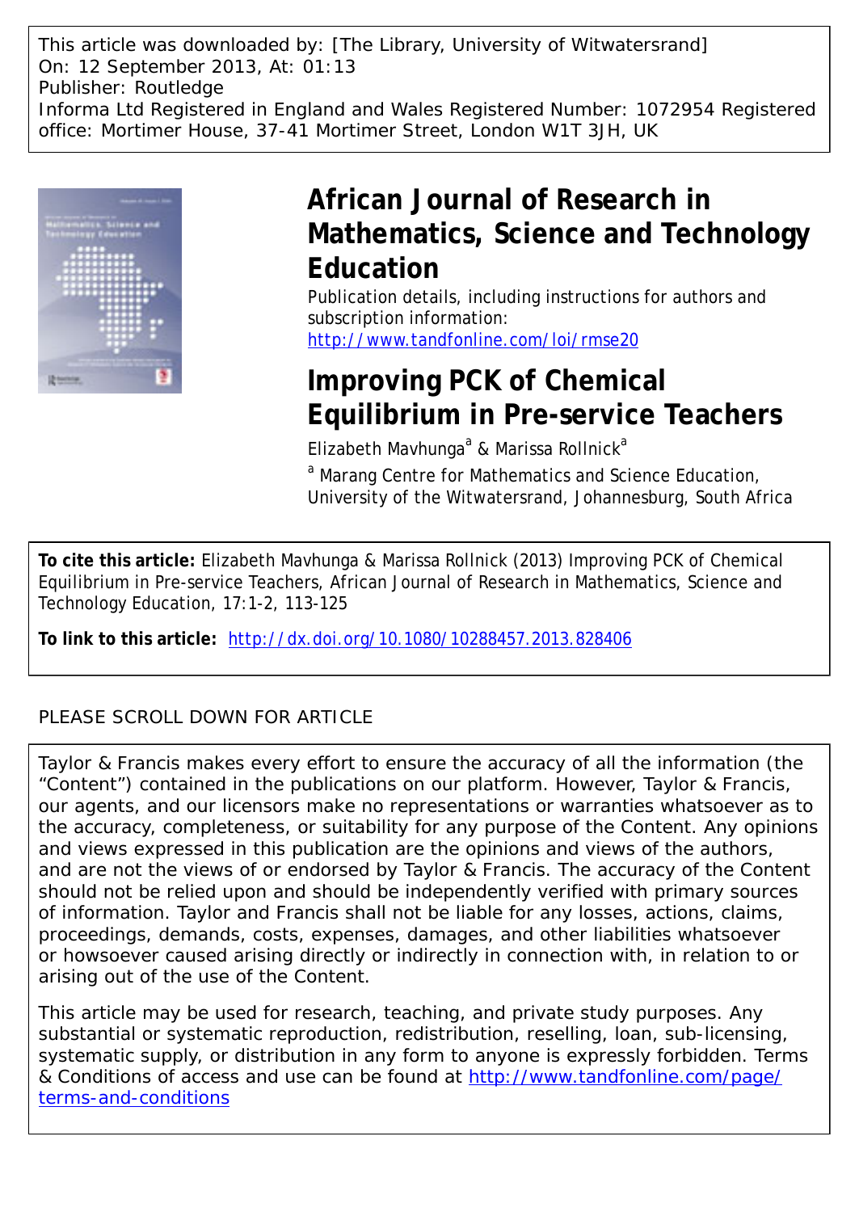This article was downloaded by: [The Library, University of Witwatersrand]
On: 12 September 2013, At: 01:13
Publisher: Routledge
Informa Ltd Registered in England and Wales Registered Number: 1072954 Registered office: Mortimer House, 37-41 Mortimer Street, London W1T 3JH, UK

# African Journal of Research in Mathematics, Science and Technology Education

Publication details, including instructions for authors and subscription information:
http://www.tandfonline.com/loi/rmse20

# Improving PCK of Chemical Equilibrium in Pre-service Teachers

Elizabeth Mavhunga[a] & Marissa Rollnick[a]

[a] Marang Centre for Mathematics and Science Education, University of the Witwatersrand, Johannesburg, South Africa

**To cite this article:** Elizabeth Mavhunga & Marissa Rollnick (2013) Improving PCK of Chemical Equilibrium in Pre-service Teachers, African Journal of Research in Mathematics, Science and Technology Education, 17:1-2, 113-125

**To link to this article:** http://dx.doi.org/10.1080/10288457.2013.828406

PLEASE SCROLL DOWN FOR ARTICLE

Taylor & Francis makes every effort to ensure the accuracy of all the information (the "Content") contained in the publications on our platform. However, Taylor & Francis, our agents, and our licensors make no representations or warranties whatsoever as to the accuracy, completeness, or suitability for any purpose of the Content. Any opinions and views expressed in this publication are the opinions and views of the authors, and are not the views of or endorsed by Taylor & Francis. The accuracy of the Content should not be relied upon and should be independently verified with primary sources of information. Taylor and Francis shall not be liable for any losses, actions, claims, proceedings, demands, costs, expenses, damages, and other liabilities whatsoever or howsoever caused arising directly or indirectly in connection with, in relation to or arising out of the use of the Content.

This article may be used for research, teaching, and private study purposes. Any substantial or systematic reproduction, redistribution, reselling, loan, sub-licensing, systematic supply, or distribution in any form to anyone is expressly forbidden. Terms & Conditions of access and use can be found at http://www.tandfonline.com/page/terms-and-conditions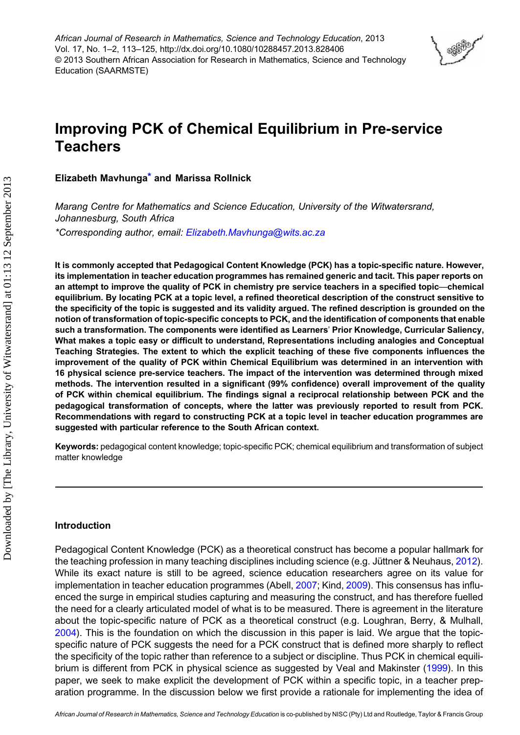# Improving PCK of Chemical Equilibrium in Pre-service Teachers

**Elizabeth Mavhunga*** and **Marissa Rollnick**

*Marang Centre for Mathematics and Science Education, University of the Witwatersrand, Johannesburg, South Africa*

*\*Corresponding author, email: Elizabeth.Mavhunga@wits.ac.za*

**It is commonly accepted that Pedagogical Content Knowledge (PCK) has a topic-specific nature. However, its implementation in teacher education programmes has remained generic and tacit. This paper reports on an attempt to improve the quality of PCK in chemistry pre service teachers in a specified topic—chemical equilibrium. By locating PCK at a topic level, a refined theoretical description of the construct sensitive to the specificity of the topic is suggested and its validity argued. The refined description is grounded on the notion of transformation of topic-specific concepts to PCK, and the identification of components that enable such a transformation. The components were identified as Learners' Prior Knowledge, Curricular Saliency, What makes a topic easy or difficult to understand, Representations including analogies and Conceptual Teaching Strategies. The extent to which the explicit teaching of these five components influences the improvement of the quality of PCK within Chemical Equilibrium was determined in an intervention with 16 physical science pre-service teachers. The impact of the intervention was determined through mixed methods. The intervention resulted in a significant (99% confidence) overall improvement of the quality of PCK within chemical equilibrium. The findings signal a reciprocal relationship between PCK and the pedagogical transformation of concepts, where the latter was previously reported to result from PCK. Recommendations with regard to constructing PCK at a topic level in teacher education programmes are suggested with particular reference to the South African context.**

**Keywords:** pedagogical content knowledge; topic-specific PCK; chemical equilibrium and transformation of subject matter knowledge

## Introduction

Pedagogical Content Knowledge (PCK) as a theoretical construct has become a popular hallmark for the teaching profession in many teaching disciplines including science (e.g. Jüttner & Neuhaus, 2012). While its exact nature is still to be agreed, science education researchers agree on its value for implementation in teacher education programmes (Abell, 2007; Kind, 2009). This consensus has influenced the surge in empirical studies capturing and measuring the construct, and has therefore fuelled the need for a clearly articulated model of what is to be measured. There is agreement in the literature about the topic-specific nature of PCK as a theoretical construct (e.g. Loughran, Berry, & Mulhall, 2004). This is the foundation on which the discussion in this paper is laid. We argue that the topic-specific nature of PCK suggests the need for a PCK construct that is defined more sharply to reflect the specificity of the topic rather than reference to a subject or discipline. Thus PCK in chemical equilibrium is different from PCK in physical science as suggested by Veal and Makinster (1999). In this paper, we seek to make explicit the development of PCK within a specific topic, in a teacher preparation programme. In the discussion below we first provide a rationale for implementing the idea of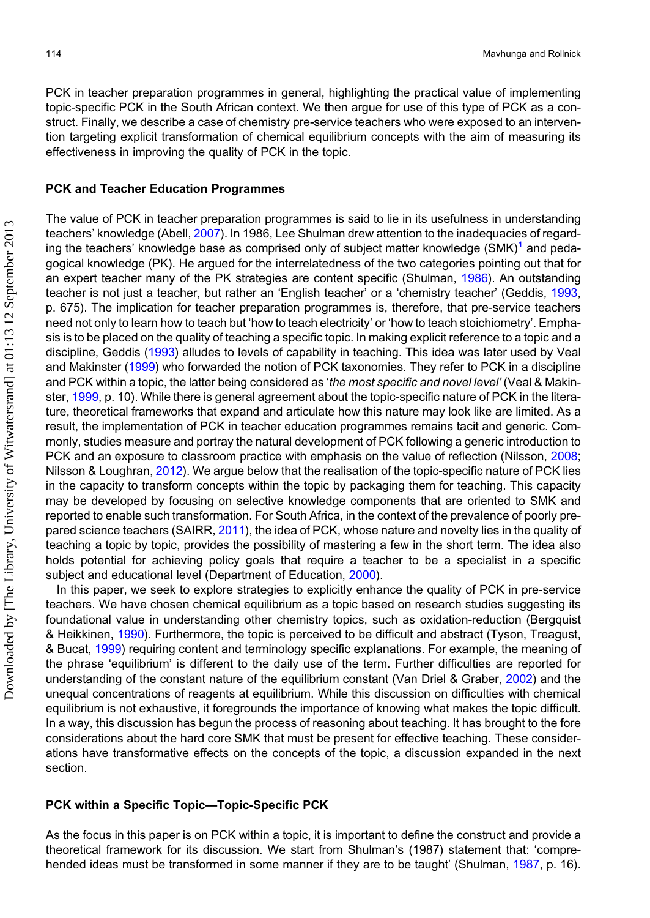PCK in teacher preparation programmes in general, highlighting the practical value of implementing topic-specific PCK in the South African context. We then argue for use of this type of PCK as a construct. Finally, we describe a case of chemistry pre-service teachers who were exposed to an intervention targeting explicit transformation of chemical equilibrium concepts with the aim of measuring its effectiveness in improving the quality of PCK in the topic.

## PCK and Teacher Education Programmes

The value of PCK in teacher preparation programmes is said to lie in its usefulness in understanding teachers' knowledge (Abell, 2007). In 1986, Lee Shulman drew attention to the inadequacies of regarding the teachers' knowledge base as comprised only of subject matter knowledge (SMK)[1] and pedagogical knowledge (PK). He argued for the interrelatedness of the two categories pointing out that for an expert teacher many of the PK strategies are content specific (Shulman, 1986). An outstanding teacher is not just a teacher, but rather an 'English teacher' or a 'chemistry teacher' (Geddis, 1993, p. 675). The implication for teacher preparation programmes is, therefore, that pre-service teachers need not only to learn how to teach but 'how to teach electricity' or 'how to teach stoichiometry'. Emphasis is to be placed on the quality of teaching a specific topic. In making explicit reference to a topic and a discipline, Geddis (1993) alludes to levels of capability in teaching. This idea was later used by Veal and Makinster (1999) who forwarded the notion of PCK taxonomies. They refer to PCK in a discipline and PCK within a topic, the latter being considered as '*the most specific and novel level*' (Veal & Makinster, 1999, p. 10). While there is general agreement about the topic-specific nature of PCK in the literature, theoretical frameworks that expand and articulate how this nature may look like are limited. As a result, the implementation of PCK in teacher education programmes remains tacit and generic. Commonly, studies measure and portray the natural development of PCK following a generic introduction to PCK and an exposure to classroom practice with emphasis on the value of reflection (Nilsson, 2008; Nilsson & Loughran, 2012). We argue below that the realisation of the topic-specific nature of PCK lies in the capacity to transform concepts within the topic by packaging them for teaching. This capacity may be developed by focusing on selective knowledge components that are oriented to SMK and reported to enable such transformation. For South Africa, in the context of the prevalence of poorly prepared science teachers (SAIRR, 2011), the idea of PCK, whose nature and novelty lies in the quality of teaching a topic by topic, provides the possibility of mastering a few in the short term. The idea also holds potential for achieving policy goals that require a teacher to be a specialist in a specific subject and educational level (Department of Education, 2000).

In this paper, we seek to explore strategies to explicitly enhance the quality of PCK in pre-service teachers. We have chosen chemical equilibrium as a topic based on research studies suggesting its foundational value in understanding other chemistry topics, such as oxidation-reduction (Bergquist & Heikkinen, 1990). Furthermore, the topic is perceived to be difficult and abstract (Tyson, Treagust, & Bucat, 1999) requiring content and terminology specific explanations. For example, the meaning of the phrase 'equilibrium' is different to the daily use of the term. Further difficulties are reported for understanding of the constant nature of the equilibrium constant (Van Driel & Graber, 2002) and the unequal concentrations of reagents at equilibrium. While this discussion on difficulties with chemical equilibrium is not exhaustive, it foregrounds the importance of knowing what makes the topic difficult. In a way, this discussion has begun the process of reasoning about teaching. It has brought to the fore considerations about the hard core SMK that must be present for effective teaching. These considerations have transformative effects on the concepts of the topic, a discussion expanded in the next section.

## PCK within a Specific Topic—Topic-Specific PCK

As the focus in this paper is on PCK within a topic, it is important to define the construct and provide a theoretical framework for its discussion. We start from Shulman's (1987) statement that: 'comprehended ideas must be transformed in some manner if they are to be taught' (Shulman, 1987, p. 16).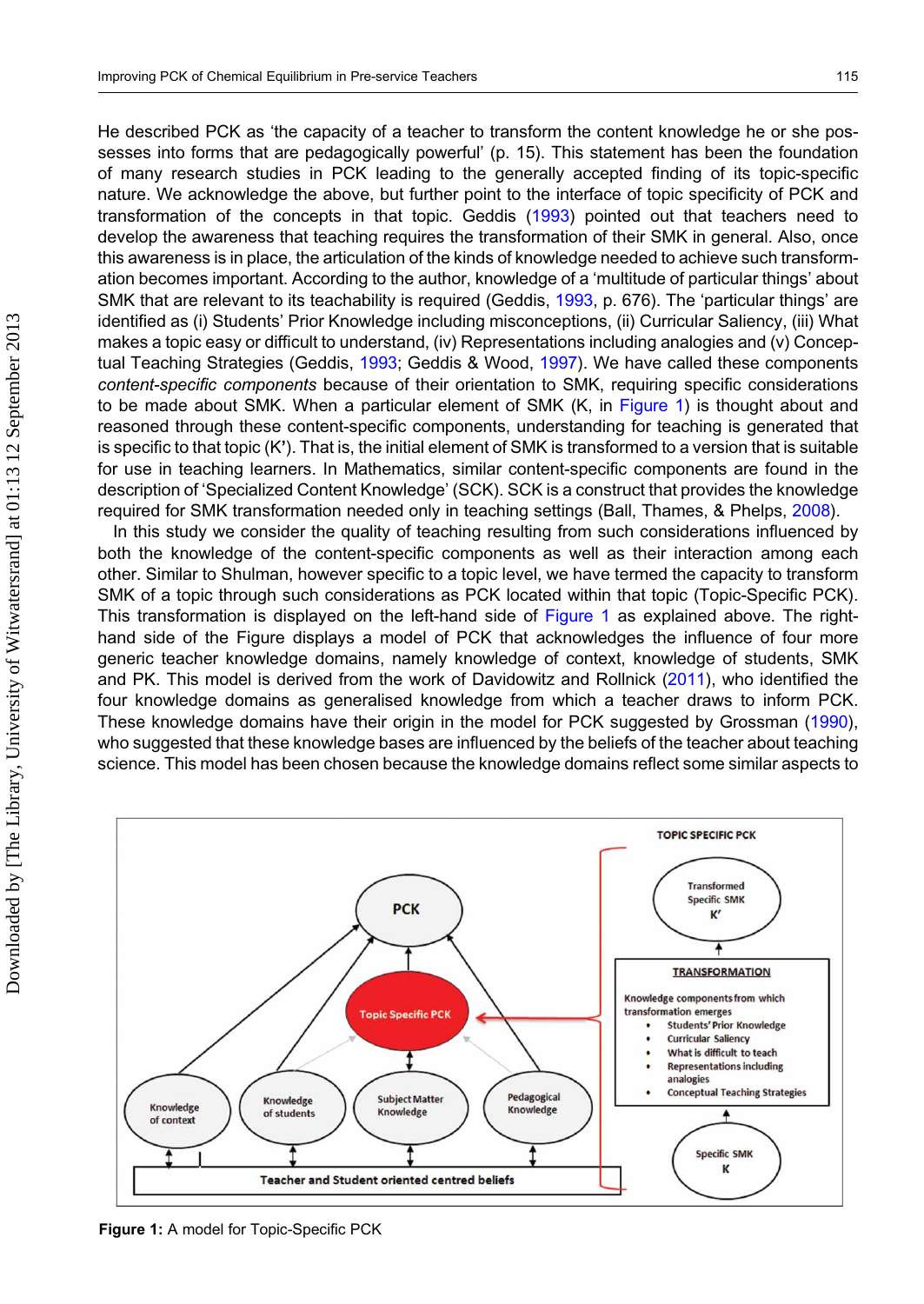He described PCK as 'the capacity of a teacher to transform the content knowledge he or she possesses into forms that are pedagogically powerful' (p. 15). This statement has been the foundation of many research studies in PCK leading to the generally accepted finding of its topic-specific nature. We acknowledge the above, but further point to the interface of topic specificity of PCK and transformation of the concepts in that topic. Geddis (1993) pointed out that teachers need to develop the awareness that teaching requires the transformation of their SMK in general. Also, once this awareness is in place, the articulation of the kinds of knowledge needed to achieve such transformation becomes important. According to the author, knowledge of a 'multitude of particular things' about SMK that are relevant to its teachability is required (Geddis, 1993, p. 676). The 'particular things' are identified as (i) Students' Prior Knowledge including misconceptions, (ii) Curricular Saliency, (iii) What makes a topic easy or difficult to understand, (iv) Representations including analogies and (v) Conceptual Teaching Strategies (Geddis, 1993; Geddis & Wood, 1997). We have called these components *content-specific components* because of their orientation to SMK, requiring specific considerations to be made about SMK. When a particular element of SMK (K, in Figure 1) is thought about and reasoned through these content-specific components, understanding for teaching is generated that is specific to that topic (K'). That is, the initial element of SMK is transformed to a version that is suitable for use in teaching learners. In Mathematics, similar content-specific components are found in the description of 'Specialized Content Knowledge' (SCK). SCK is a construct that provides the knowledge required for SMK transformation needed only in teaching settings (Ball, Thames, & Phelps, 2008).

In this study we consider the quality of teaching resulting from such considerations influenced by both the knowledge of the content-specific components as well as their interaction among each other. Similar to Shulman, however specific to a topic level, we have termed the capacity to transform SMK of a topic through such considerations as PCK located within that topic (Topic-Specific PCK). This transformation is displayed on the left-hand side of Figure 1 as explained above. The right-hand side of the Figure displays a model of PCK that acknowledges the influence of four more generic teacher knowledge domains, namely knowledge of context, knowledge of students, SMK and PK. This model is derived from the work of Davidowitz and Rollnick (2011), who identified the four knowledge domains as generalised knowledge from which a teacher draws to inform PCK. These knowledge domains have their origin in the model for PCK suggested by Grossman (1990), who suggested that these knowledge bases are influenced by the beliefs of the teacher about teaching science. This model has been chosen because the knowledge domains reflect some similar aspects to

**Figure 1:** A model for Topic-Specific PCK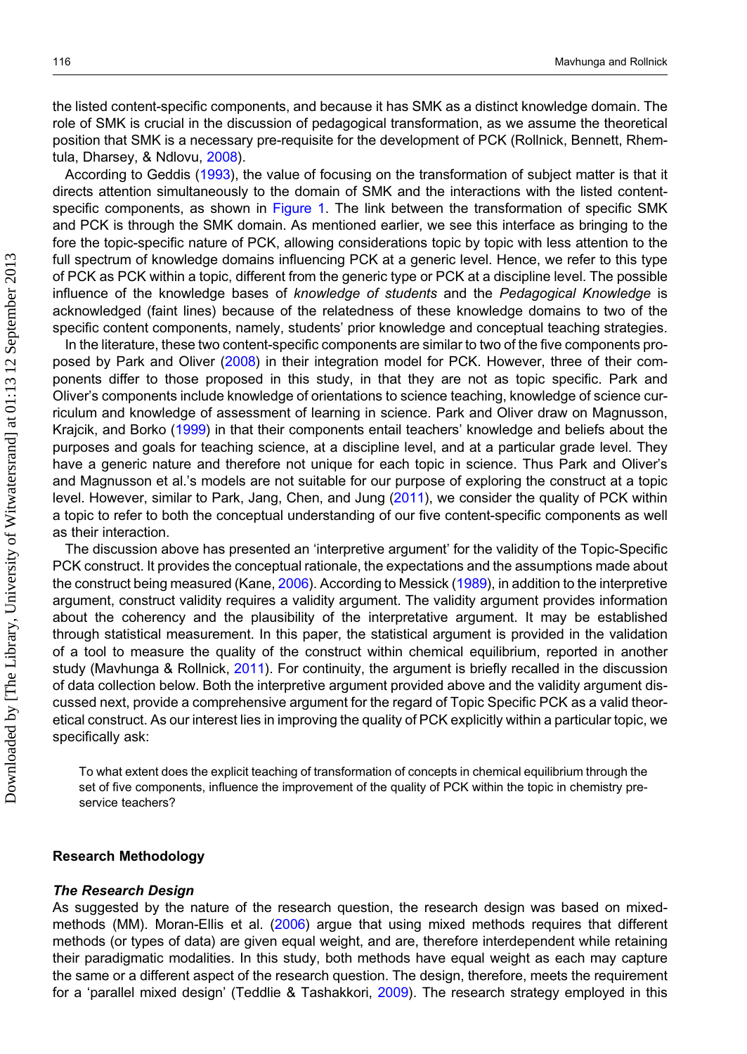the listed content-specific components, and because it has SMK as a distinct knowledge domain. The role of SMK is crucial in the discussion of pedagogical transformation, as we assume the theoretical position that SMK is a necessary pre-requisite for the development of PCK (Rollnick, Bennett, Rhemtula, Dharsey, & Ndlovu, 2008).

According to Geddis (1993), the value of focusing on the transformation of subject matter is that it directs attention simultaneously to the domain of SMK and the interactions with the listed content-specific components, as shown in Figure 1. The link between the transformation of specific SMK and PCK is through the SMK domain. As mentioned earlier, we see this interface as bringing to the fore the topic-specific nature of PCK, allowing considerations topic by topic with less attention to the full spectrum of knowledge domains influencing PCK at a generic level. Hence, we refer to this type of PCK as PCK within a topic, different from the generic type or PCK at a discipline level. The possible influence of the knowledge bases of *knowledge of students* and the *Pedagogical Knowledge* is acknowledged (faint lines) because of the relatedness of these knowledge domains to two of the specific content components, namely, students' prior knowledge and conceptual teaching strategies.

In the literature, these two content-specific components are similar to two of the five components proposed by Park and Oliver (2008) in their integration model for PCK. However, three of their components differ to those proposed in this study, in that they are not as topic specific. Park and Oliver's components include knowledge of orientations to science teaching, knowledge of science curriculum and knowledge of assessment of learning in science. Park and Oliver draw on Magnusson, Krajcik, and Borko (1999) in that their components entail teachers' knowledge and beliefs about the purposes and goals for teaching science, at a discipline level, and at a particular grade level. They have a generic nature and therefore not unique for each topic in science. Thus Park and Oliver's and Magnusson et al.'s models are not suitable for our purpose of exploring the construct at a topic level. However, similar to Park, Jang, Chen, and Jung (2011), we consider the quality of PCK within a topic to refer to both the conceptual understanding of our five content-specific components as well as their interaction.

The discussion above has presented an 'interpretive argument' for the validity of the Topic-Specific PCK construct. It provides the conceptual rationale, the expectations and the assumptions made about the construct being measured (Kane, 2006). According to Messick (1989), in addition to the interpretive argument, construct validity requires a validity argument. The validity argument provides information about the coherency and the plausibility of the interpretative argument. It may be established through statistical measurement. In this paper, the statistical argument is provided in the validation of a tool to measure the quality of the construct within chemical equilibrium, reported in another study (Mavhunga & Rollnick, 2011). For continuity, the argument is briefly recalled in the discussion of data collection below. Both the interpretive argument provided above and the validity argument discussed next, provide a comprehensive argument for the regard of Topic Specific PCK as a valid theoretical construct. As our interest lies in improving the quality of PCK explicitly within a particular topic, we specifically ask:

> To what extent does the explicit teaching of transformation of concepts in chemical equilibrium through the set of five components, influence the improvement of the quality of PCK within the topic in chemistry pre-service teachers?

## Research Methodology

### *The Research Design*

As suggested by the nature of the research question, the research design was based on mixed-methods (MM). Moran-Ellis et al. (2006) argue that using mixed methods requires that different methods (or types of data) are given equal weight, and are, therefore interdependent while retaining their paradigmatic modalities. In this study, both methods have equal weight as each may capture the same or a different aspect of the research question. The design, therefore, meets the requirement for a 'parallel mixed design' (Teddlie & Tashakkori, 2009). The research strategy employed in this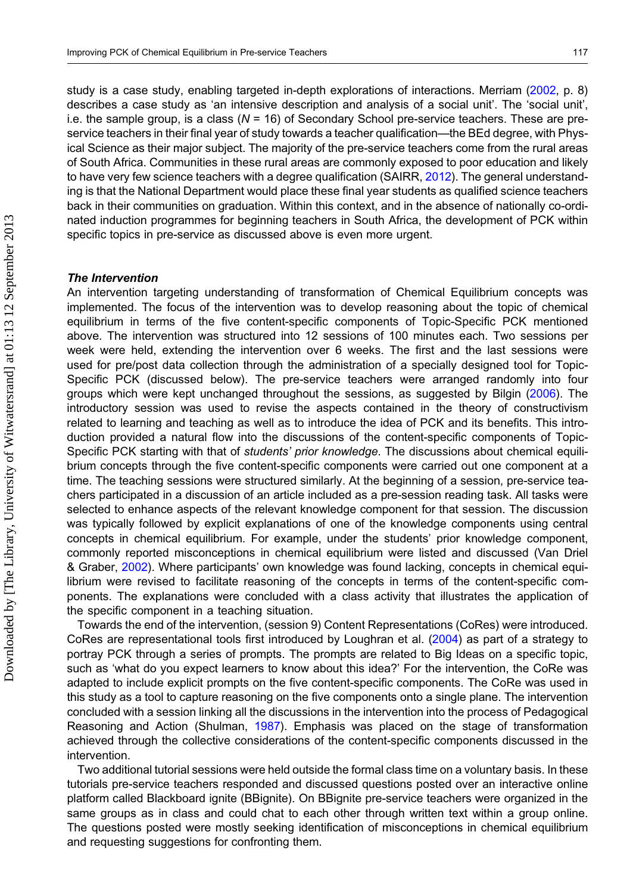study is a case study, enabling targeted in-depth explorations of interactions. Merriam (2002, p. 8) describes a case study as 'an intensive description and analysis of a social unit'. The 'social unit', i.e. the sample group, is a class ($N$ = 16) of Secondary School pre-service teachers. These are pre-service teachers in their final year of study towards a teacher qualification—the BEd degree, with Physical Science as their major subject. The majority of the pre-service teachers come from the rural areas of South Africa. Communities in these rural areas are commonly exposed to poor education and likely to have very few science teachers with a degree qualification (SAIRR, 2012). The general understanding is that the National Department would place these final year students as qualified science teachers back in their communities on graduation. Within this context, and in the absence of nationally co-ordinated induction programmes for beginning teachers in South Africa, the development of PCK within specific topics in pre-service as discussed above is even more urgent.

### *The Intervention*

An intervention targeting understanding of transformation of Chemical Equilibrium concepts was implemented. The focus of the intervention was to develop reasoning about the topic of chemical equilibrium in terms of the five content-specific components of Topic-Specific PCK mentioned above. The intervention was structured into 12 sessions of 100 minutes each. Two sessions per week were held, extending the intervention over 6 weeks. The first and the last sessions were used for pre/post data collection through the administration of a specially designed tool for Topic-Specific PCK (discussed below). The pre-service teachers were arranged randomly into four groups which were kept unchanged throughout the sessions, as suggested by Bilgin (2006). The introductory session was used to revise the aspects contained in the theory of constructivism related to learning and teaching as well as to introduce the idea of PCK and its benefits. This introduction provided a natural flow into the discussions of the content-specific components of Topic-Specific PCK starting with that of *students' prior knowledge*. The discussions about chemical equilibrium concepts through the five content-specific components were carried out one component at a time. The teaching sessions were structured similarly. At the beginning of a session, pre-service teachers participated in a discussion of an article included as a pre-session reading task. All tasks were selected to enhance aspects of the relevant knowledge component for that session. The discussion was typically followed by explicit explanations of one of the knowledge components using central concepts in chemical equilibrium. For example, under the students' prior knowledge component, commonly reported misconceptions in chemical equilibrium were listed and discussed (Van Driel & Graber, 2002). Where participants' own knowledge was found lacking, concepts in chemical equilibrium were revised to facilitate reasoning of the concepts in terms of the content-specific components. The explanations were concluded with a class activity that illustrates the application of the specific component in a teaching situation.

Towards the end of the intervention, (session 9) Content Representations (CoRes) were introduced. CoRes are representational tools first introduced by Loughran et al. (2004) as part of a strategy to portray PCK through a series of prompts. The prompts are related to Big Ideas on a specific topic, such as 'what do you expect learners to know about this idea?' For the intervention, the CoRe was adapted to include explicit prompts on the five content-specific components. The CoRe was used in this study as a tool to capture reasoning on the five components onto a single plane. The intervention concluded with a session linking all the discussions in the intervention into the process of Pedagogical Reasoning and Action (Shulman, 1987). Emphasis was placed on the stage of transformation achieved through the collective considerations of the content-specific components discussed in the intervention.

Two additional tutorial sessions were held outside the formal class time on a voluntary basis. In these tutorials pre-service teachers responded and discussed questions posted over an interactive online platform called Blackboard ignite (BBignite). On BBignite pre-service teachers were organized in the same groups as in class and could chat to each other through written text within a group online. The questions posted were mostly seeking identification of misconceptions in chemical equilibrium and requesting suggestions for confronting them.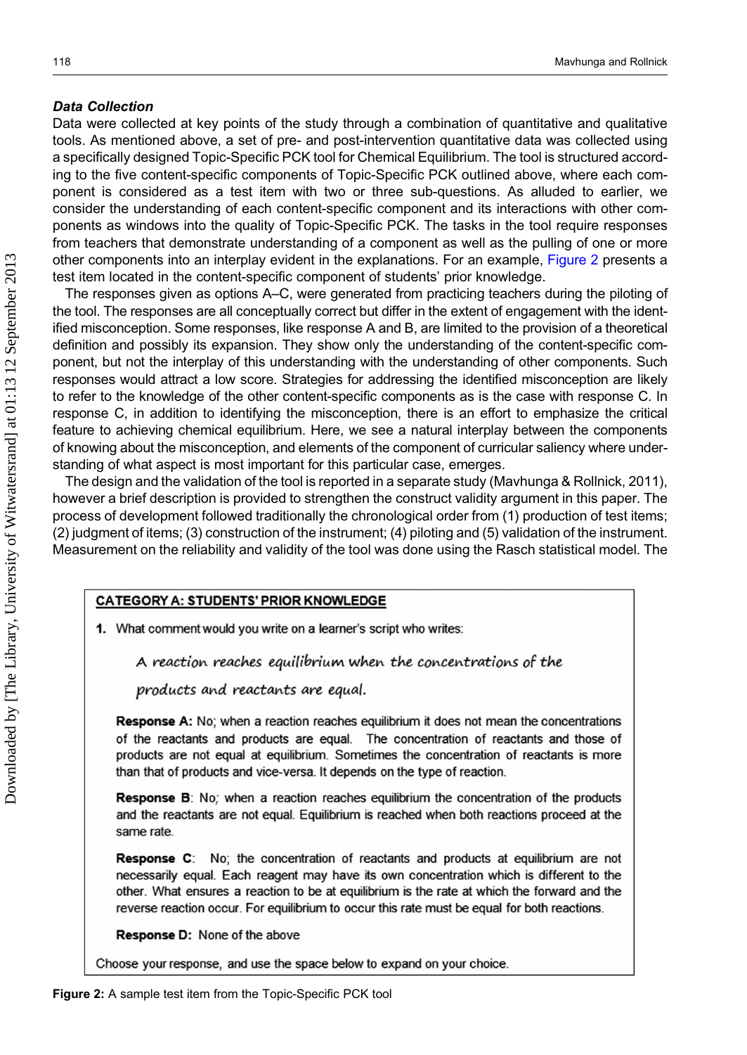### *Data Collection*

Data were collected at key points of the study through a combination of quantitative and qualitative tools. As mentioned above, a set of pre- and post-intervention quantitative data was collected using a specifically designed Topic-Specific PCK tool for Chemical Equilibrium. The tool is structured according to the five content-specific components of Topic-Specific PCK outlined above, where each component is considered as a test item with two or three sub-questions. As alluded to earlier, we consider the understanding of each content-specific component and its interactions with other components as windows into the quality of Topic-Specific PCK. The tasks in the tool require responses from teachers that demonstrate understanding of a component as well as the pulling of one or more other components into an interplay evident in the explanations. For an example, Figure 2 presents a test item located in the content-specific component of students' prior knowledge.

The responses given as options A–C, were generated from practicing teachers during the piloting of the tool. The responses are all conceptually correct but differ in the extent of engagement with the identified misconception. Some responses, like response A and B, are limited to the provision of a theoretical definition and possibly its expansion. They show only the understanding of the content-specific component, but not the interplay of this understanding with the understanding of other components. Such responses would attract a low score. Strategies for addressing the identified misconception are likely to refer to the knowledge of the other content-specific components as is the case with response C. In response C, in addition to identifying the misconception, there is an effort to emphasize the critical feature to achieving chemical equilibrium. Here, we see a natural interplay between the components of knowing about the misconception, and elements of the component of curricular saliency where understanding of what aspect is most important for this particular case, emerges.

The design and the validation of the tool is reported in a separate study (Mavhunga & Rollnick, 2011), however a brief description is provided to strengthen the construct validity argument in this paper. The process of development followed traditionally the chronological order from (1) production of test items; (2) judgment of items; (3) construction of the instrument; (4) piloting and (5) validation of the instrument. Measurement on the reliability and validity of the tool was done using the Rasch statistical model. The

**CATEGORY A: STUDENTS' PRIOR KNOWLEDGE**

1. What comment would you write on a learner's script who writes:

   *A reaction reaches equilibrium when the concentrations of the products and reactants are equal.*

   **Response A:** No; when a reaction reaches equilibrium it does not mean the concentrations of the reactants and products are equal. The concentration of reactants and those of products are not equal at equilibrium. Sometimes the concentration of reactants is more than that of products and vice-versa. It depends on the type of reaction.

   **Response B**: No; when a reaction reaches equilibrium the concentration of the products and the reactants are not equal. Equilibrium is reached when both reactions proceed at the same rate.

   **Response C**: No; the concentration of reactants and products at equilibrium are not necessarily equal. Each reagent may have its own concentration which is different to the other. What ensures a reaction to be at equilibrium is the rate at which the forward and the reverse reaction occur. For equilibrium to occur this rate must be equal for both reactions.

   **Response D:** None of the above

Choose your response, and use the space below to expand on your choice.

**Figure 2:** A sample test item from the Topic-Specific PCK tool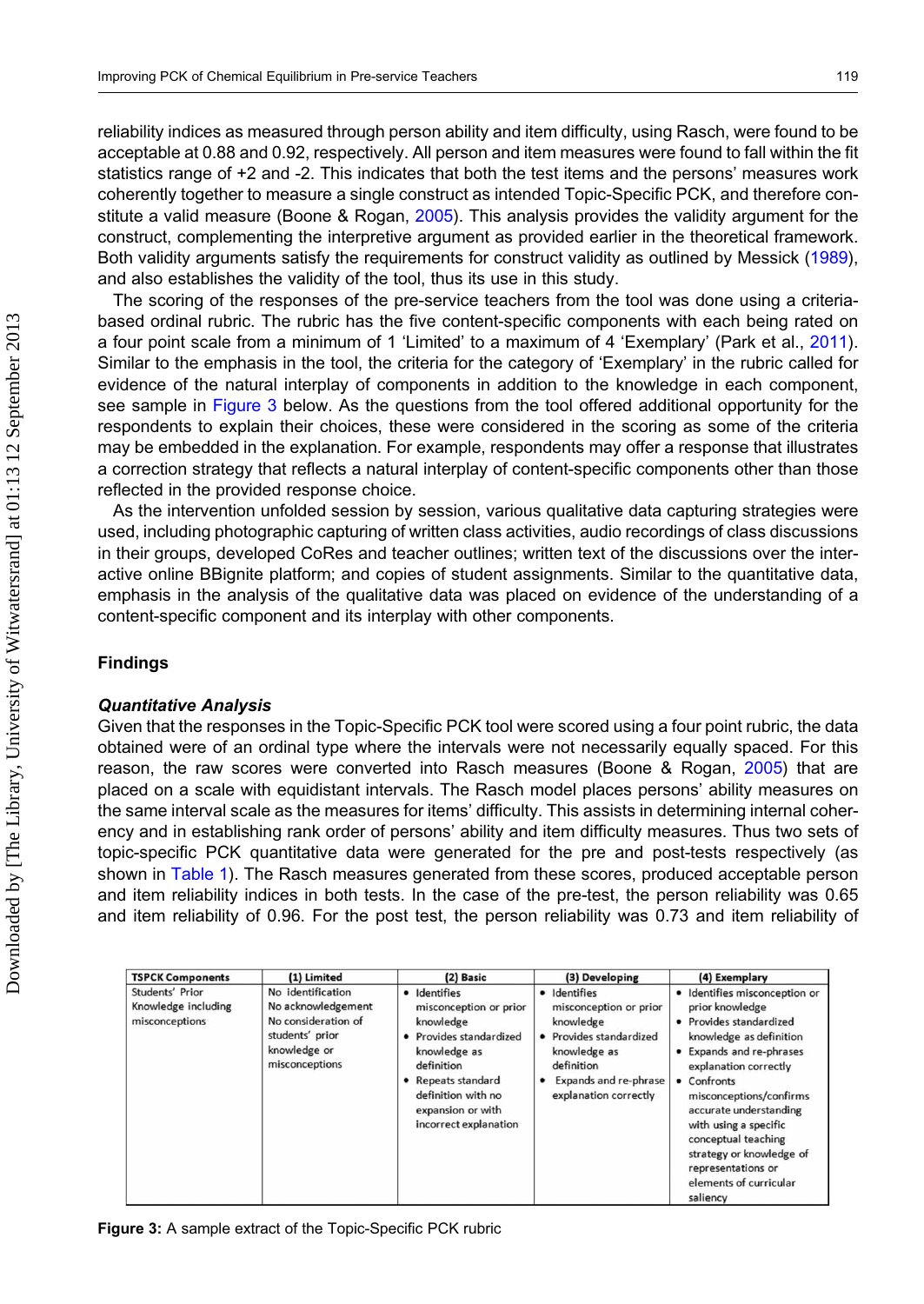reliability indices as measured through person ability and item difficulty, using Rasch, were found to be acceptable at 0.88 and 0.92, respectively. All person and item measures were found to fall within the fit statistics range of +2 and -2. This indicates that both the test items and the persons' measures work coherently together to measure a single construct as intended Topic-Specific PCK, and therefore constitute a valid measure (Boone & Rogan, 2005). This analysis provides the validity argument for the construct, complementing the interpretive argument as provided earlier in the theoretical framework. Both validity arguments satisfy the requirements for construct validity as outlined by Messick (1989), and also establishes the validity of the tool, thus its use in this study.

The scoring of the responses of the pre-service teachers from the tool was done using a criteria-based ordinal rubric. The rubric has the five content-specific components with each being rated on a four point scale from a minimum of 1 'Limited' to a maximum of 4 'Exemplary' (Park et al., 2011). Similar to the emphasis in the tool, the criteria for the category of 'Exemplary' in the rubric called for evidence of the natural interplay of components in addition to the knowledge in each component, see sample in Figure 3 below. As the questions from the tool offered additional opportunity for the respondents to explain their choices, these were considered in the scoring as some of the criteria may be embedded in the explanation. For example, respondents may offer a response that illustrates a correction strategy that reflects a natural interplay of content-specific components other than those reflected in the provided response choice.

As the intervention unfolded session by session, various qualitative data capturing strategies were used, including photographic capturing of written class activities, audio recordings of class discussions in their groups, developed CoRes and teacher outlines; written text of the discussions over the interactive online BBignite platform; and copies of student assignments. Similar to the quantitative data, emphasis in the analysis of the qualitative data was placed on evidence of the understanding of a content-specific component and its interplay with other components.

## Findings

### *Quantitative Analysis*

Given that the responses in the Topic-Specific PCK tool were scored using a four point rubric, the data obtained were of an ordinal type where the intervals were not necessarily equally spaced. For this reason, the raw scores were converted into Rasch measures (Boone & Rogan, 2005) that are placed on a scale with equidistant intervals. The Rasch model places persons' ability measures on the same interval scale as the measures for items' difficulty. This assists in determining internal coherency and in establishing rank order of persons' ability and item difficulty measures. Thus two sets of topic-specific PCK quantitative data were generated for the pre and post-tests respectively (as shown in Table 1). The Rasch measures generated from these scores, produced acceptable person and item reliability indices in both tests. In the case of the pre-test, the person reliability was 0.65 and item reliability of 0.96. For the post test, the person reliability was 0.73 and item reliability of

| TSPCK Components | (1) Limited | (2) Basic | (3) Developing | (4) Exemplary |
|---|---|---|---|---|
| Students' Prior Knowledge including misconceptions | No identification<br>No acknowledgement<br>No consideration of students' prior knowledge or misconceptions | • Identifies misconception or prior knowledge<br>• Provides standardized knowledge as definition<br>• Repeats standard definition with no expansion or with incorrect explanation | • Identifies misconception or prior knowledge<br>• Provides standardized knowledge as definition<br>• Expands and re-phrase explanation correctly | • Identifies misconception or prior knowledge<br>• Provides standardized knowledge as definition<br>• Expands and re-phrases explanation correctly<br>• Confronts misconceptions/confirms accurate understanding with using a specific conceptual teaching strategy or knowledge of representations or elements of curricular saliency |

**Figure 3:** A sample extract of the Topic-Specific PCK rubric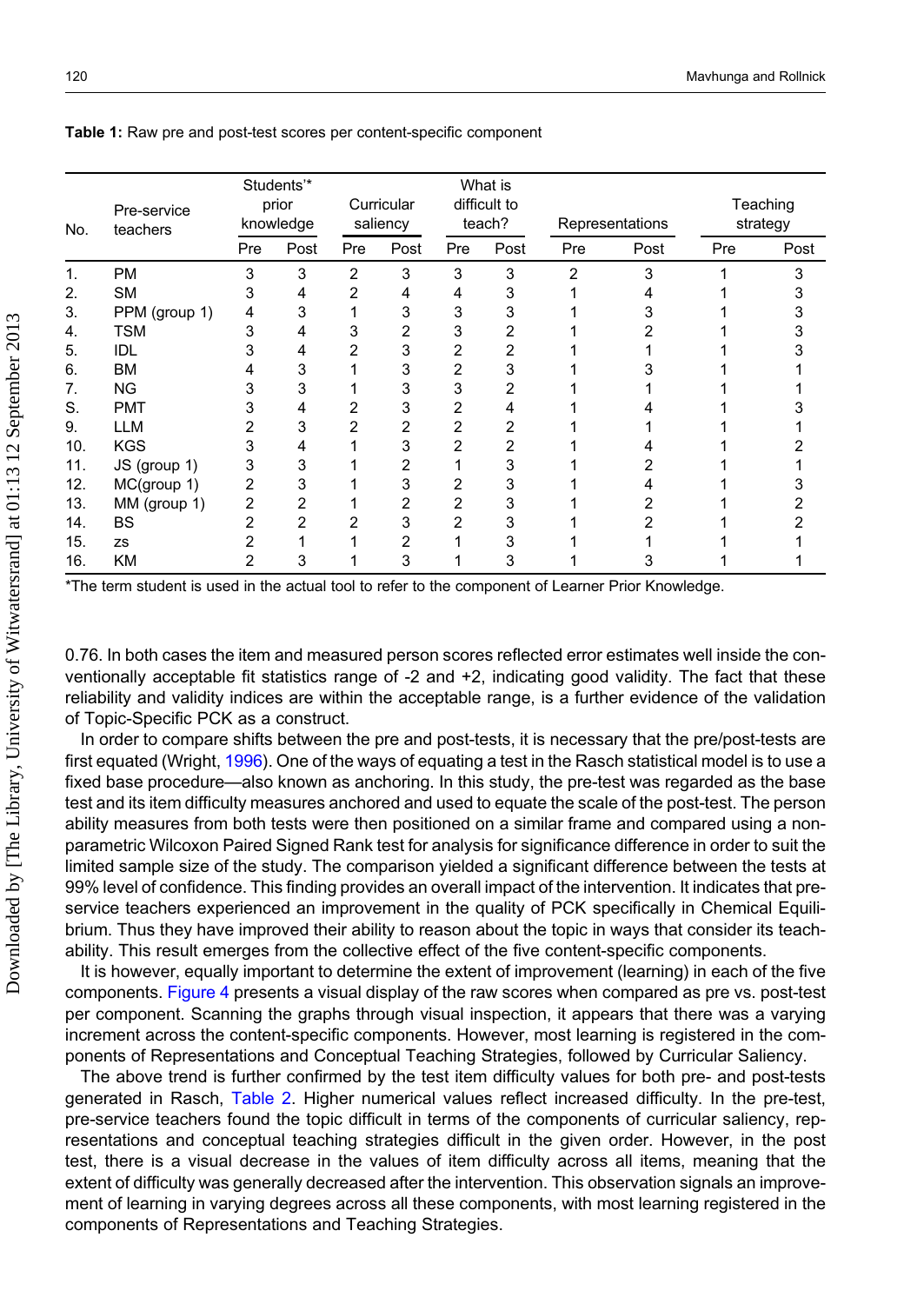**Table 1:** Raw pre and post-test scores per content-specific component

| No. | Pre-service teachers | Students'* prior knowledge | | Curricular saliency | | What is difficult to teach? | | Representations | | Teaching strategy | |
|---|---|---|---|---|---|---|---|---|---|---|---|
| | | Pre | Post | Pre | Post | Pre | Post | Pre | Post | Pre | Post |
| 1. | PM | 3 | 3 | 2 | 3 | 3 | 3 | 2 | 3 | 1 | 3 |
| 2. | SM | 3 | 4 | 2 | 4 | 4 | 3 | 1 | 4 | 1 | 3 |
| 3. | PPM (group 1) | 4 | 3 | 1 | 3 | 3 | 3 | 1 | 3 | 1 | 3 |
| 4. | TSM | 3 | 4 | 3 | 2 | 3 | 2 | 1 | 2 | 1 | 3 |
| 5. | IDL | 3 | 4 | 2 | 3 | 2 | 2 | 1 | 1 | 1 | 3 |
| 6. | BM | 4 | 3 | 1 | 3 | 2 | 3 | 1 | 3 | 1 | 1 |
| 7. | NG | 3 | 3 | 1 | 3 | 3 | 2 | 1 | 1 | 1 | 1 |
| S. | PMT | 3 | 4 | 2 | 3 | 2 | 4 | 1 | 4 | 1 | 3 |
| 9. | LLM | 2 | 3 | 2 | 2 | 2 | 2 | 1 | 1 | 1 | 1 |
| 10. | KGS | 3 | 4 | 1 | 3 | 2 | 2 | 1 | 4 | 1 | 2 |
| 11. | JS (group 1) | 3 | 3 | 1 | 2 | 1 | 3 | 1 | 2 | 1 | 1 |
| 12. | MC(group 1) | 2 | 3 | 1 | 3 | 2 | 3 | 1 | 4 | 1 | 3 |
| 13. | MM (group 1) | 2 | 2 | 1 | 2 | 2 | 3 | 1 | 2 | 1 | 2 |
| 14. | BS | 2 | 2 | 2 | 3 | 2 | 3 | 1 | 2 | 1 | 2 |
| 15. | zs | 2 | 1 | 1 | 2 | 1 | 3 | 1 | 1 | 1 | 1 |
| 16. | KM | 2 | 3 | 1 | 3 | 1 | 3 | 1 | 3 | 1 | 1 |

*The term student is used in the actual tool to refer to the component of Learner Prior Knowledge.

0.76. In both cases the item and measured person scores reflected error estimates well inside the conventionally acceptable fit statistics range of -2 and +2, indicating good validity. The fact that these reliability and validity indices are within the acceptable range, is a further evidence of the validation of Topic-Specific PCK as a construct.

In order to compare shifts between the pre and post-tests, it is necessary that the pre/post-tests are first equated (Wright, 1996). One of the ways of equating a test in the Rasch statistical model is to use a fixed base procedure—also known as anchoring. In this study, the pre-test was regarded as the base test and its item difficulty measures anchored and used to equate the scale of the post-test. The person ability measures from both tests were then positioned on a similar frame and compared using a non-parametric Wilcoxon Paired Signed Rank test for analysis for significance difference in order to suit the limited sample size of the study. The comparison yielded a significant difference between the tests at 99% level of confidence. This finding provides an overall impact of the intervention. It indicates that pre-service teachers experienced an improvement in the quality of PCK specifically in Chemical Equilibrium. Thus they have improved their ability to reason about the topic in ways that consider its teachability. This result emerges from the collective effect of the five content-specific components.

It is however, equally important to determine the extent of improvement (learning) in each of the five components. Figure 4 presents a visual display of the raw scores when compared as pre vs. post-test per component. Scanning the graphs through visual inspection, it appears that there was a varying increment across the content-specific components. However, most learning is registered in the components of Representations and Conceptual Teaching Strategies, followed by Curricular Saliency.

The above trend is further confirmed by the test item difficulty values for both pre- and post-tests generated in Rasch, Table 2. Higher numerical values reflect increased difficulty. In the pre-test, pre-service teachers found the topic difficult in terms of the components of curricular saliency, representations and conceptual teaching strategies difficult in the given order. However, in the post test, there is a visual decrease in the values of item difficulty across all items, meaning that the extent of difficulty was generally decreased after the intervention. This observation signals an improvement of learning in varying degrees across all these components, with most learning registered in the components of Representations and Teaching Strategies.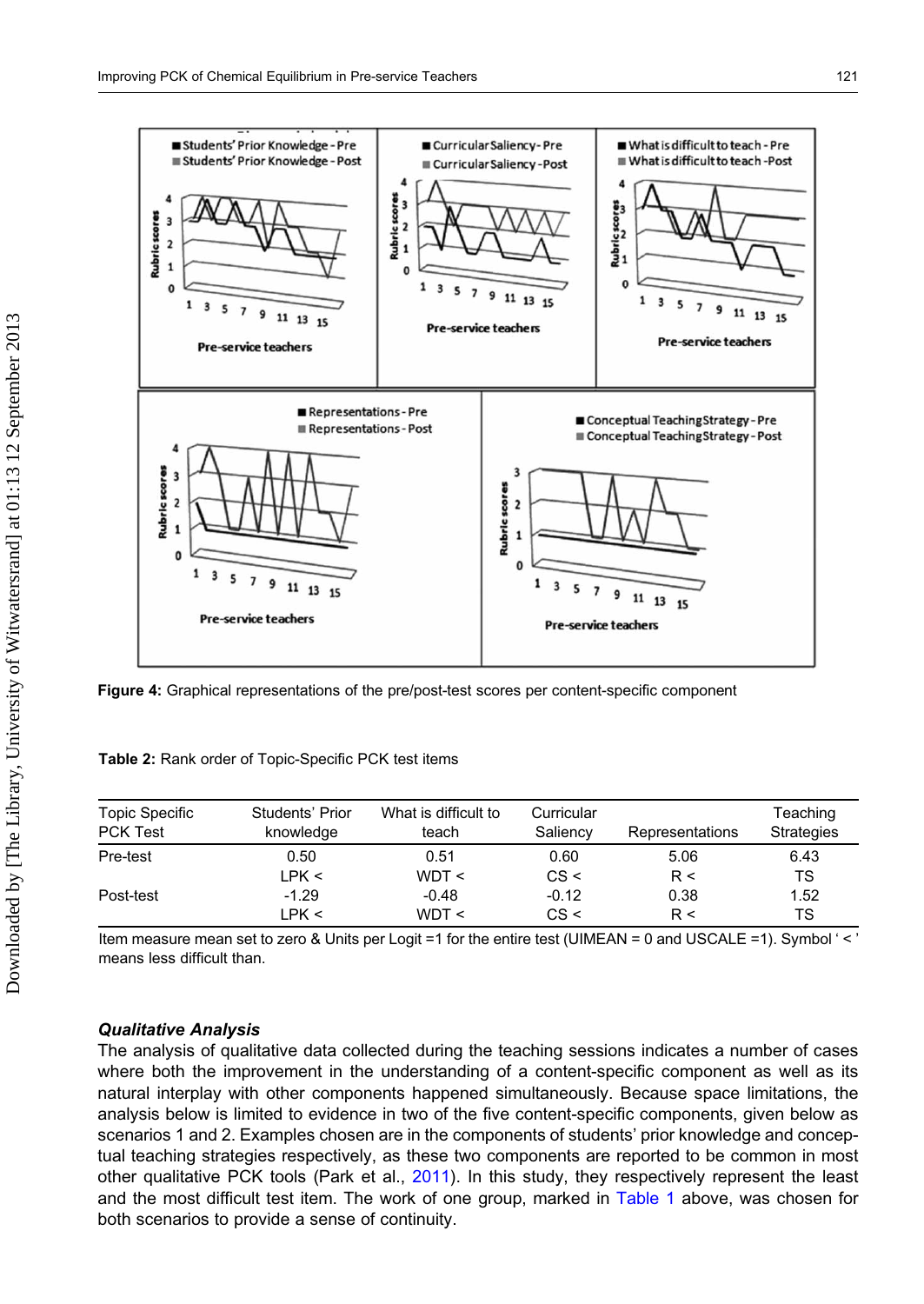**Figure 4:** Graphical representations of the pre/post-test scores per content-specific component

**Table 2:** Rank order of Topic-Specific PCK test items

| Topic Specific PCK Test | Students' Prior knowledge | What is difficult to teach | Curricular Saliency | Representations | Teaching Strategies |
|---|---|---|---|---|---|
| Pre-test | 0.50 | 0.51 | 0.60 | 5.06 | 6.43 |
| | LPK < | WDT < | CS < | R < | TS |
| Post-test | -1.29 | -0.48 | -0.12 | 0.38 | 1.52 |
| | LPK < | WDT < | CS < | R < | TS |

Item measure mean set to zero & Units per Logit =1 for the entire test (UIMEAN = 0 and USCALE =1). Symbol ' < ' means less difficult than.

### *Qualitative Analysis*

The analysis of qualitative data collected during the teaching sessions indicates a number of cases where both the improvement in the understanding of a content-specific component as well as its natural interplay with other components happened simultaneously. Because space limitations, the analysis below is limited to evidence in two of the five content-specific components, given below as scenarios 1 and 2. Examples chosen are in the components of students' prior knowledge and conceptual teaching strategies respectively, as these two components are reported to be common in most other qualitative PCK tools (Park et al., 2011). In this study, they respectively represent the least and the most difficult test item. The work of one group, marked in Table 1 above, was chosen for both scenarios to provide a sense of continuity.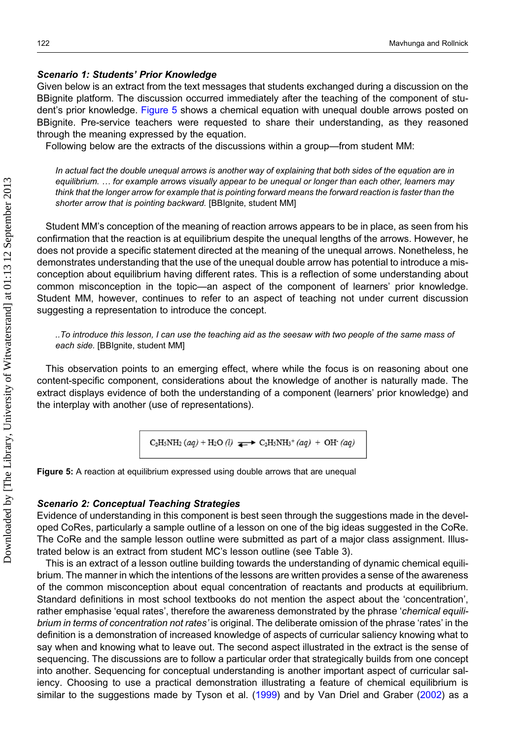### *Scenario 1: Students' Prior Knowledge*

Given below is an extract from the text messages that students exchanged during a discussion on the BBignite platform. The discussion occurred immediately after the teaching of the component of student's prior knowledge. Figure 5 shows a chemical equation with unequal double arrows posted on BBignite. Pre-service teachers were requested to share their understanding, as they reasoned through the meaning expressed by the equation.

Following below are the extracts of the discussions within a group—from student MM:

> *In actual fact the double unequal arrows is another way of explaining that both sides of the equation are in equilibrium. … for example arrows visually appear to be unequal or longer than each other, learners may think that the longer arrow for example that is pointing forward means the forward reaction is faster than the shorter arrow that is pointing backward.* [BBIgnite, student MM]

Student MM's conception of the meaning of reaction arrows appears to be in place, as seen from his confirmation that the reaction is at equilibrium despite the unequal lengths of the arrows. However, he does not provide a specific statement directed at the meaning of the unequal arrows. Nonetheless, he demonstrates understanding that the use of the unequal double arrow has potential to introduce a misconception about equilibrium having different rates. This is a reflection of some understanding about common misconception in the topic—an aspect of the component of learners' prior knowledge. Student MM, however, continues to refer to an aspect of teaching not under current discussion suggesting a representation to introduce the concept.

> *..To introduce this lesson, I can use the teaching aid as the seesaw with two people of the same mass of each side.* [BBIgnite, student MM]

This observation points to an emerging effect, where while the focus is on reasoning about one content-specific component, considerations about the knowledge of another is naturally made. The extract displays evidence of both the understanding of a component (learners' prior knowledge) and the interplay with another (use of representations).

$$C_2H_5NH_2\,(aq) + H_2O\,(l) \rightleftharpoons C_2H_5NH_3^+\,(aq) + OH^-\,(aq)$$

**Figure 5:** A reaction at equilibrium expressed using double arrows that are unequal

### *Scenario 2: Conceptual Teaching Strategies*

Evidence of understanding in this component is best seen through the suggestions made in the developed CoRes, particularly a sample outline of a lesson on one of the big ideas suggested in the CoRe. The CoRe and the sample lesson outline were submitted as part of a major class assignment. Illustrated below is an extract from student MC's lesson outline (see Table 3).

This is an extract of a lesson outline building towards the understanding of dynamic chemical equilibrium. The manner in which the intentions of the lessons are written provides a sense of the awareness of the common misconception about equal concentration of reactants and products at equilibrium. Standard definitions in most school textbooks do not mention the aspect about the 'concentration', rather emphasise 'equal rates', therefore the awareness demonstrated by the phrase '*chemical equilibrium in terms of concentration not rates'* is original. The deliberate omission of the phrase 'rates' in the definition is a demonstration of increased knowledge of aspects of curricular saliency knowing what to say when and knowing what to leave out. The second aspect illustrated in the extract is the sense of sequencing. The discussions are to follow a particular order that strategically builds from one concept into another. Sequencing for conceptual understanding is another important aspect of curricular saliency. Choosing to use a practical demonstration illustrating a feature of chemical equilibrium is similar to the suggestions made by Tyson et al. (1999) and by Van Driel and Graber (2002) as a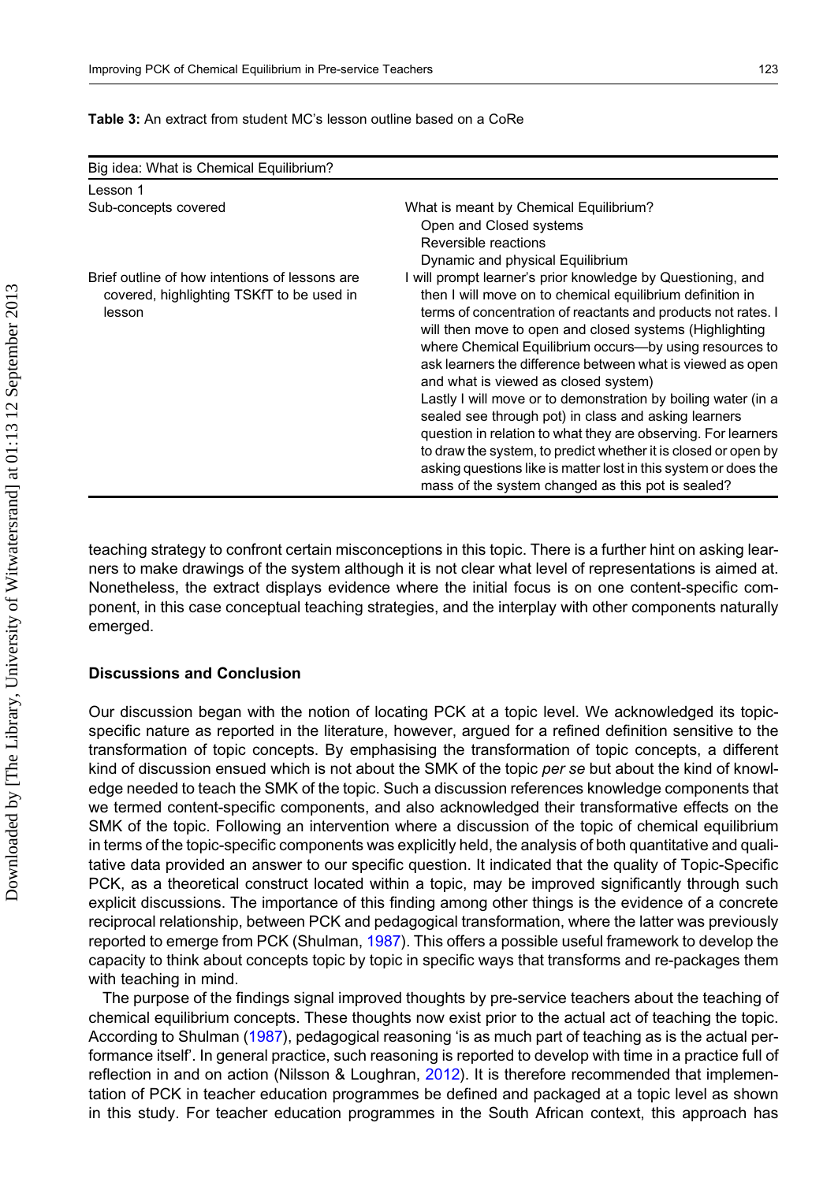**Table 3:** An extract from student MC's lesson outline based on a CoRe

| Big idea: What is Chemical Equilibrium? | |
|---|---|
| Lesson 1 | |
| Sub-concepts covered | What is meant by Chemical Equilibrium?<br>Open and Closed systems<br>Reversible reactions<br>Dynamic and physical Equilibrium |
| Brief outline of how intentions of lessons are covered, highlighting TSKfT to be used in lesson | I will prompt learner's prior knowledge by Questioning, and then I will move on to chemical equilibrium definition in terms of concentration of reactants and products not rates. I will then move to open and closed systems (Highlighting where Chemical Equilibrium occurs—by using resources to ask learners the difference between what is viewed as open and what is viewed as closed system)<br>Lastly I will move or to demonstration by boiling water (in a sealed see through pot) in class and asking learners question in relation to what they are observing. For learners to draw the system, to predict whether it is closed or open by asking questions like is matter lost in this system or does the mass of the system changed as this pot is sealed? |

teaching strategy to confront certain misconceptions in this topic. There is a further hint on asking learners to make drawings of the system although it is not clear what level of representations is aimed at. Nonetheless, the extract displays evidence where the initial focus is on one content-specific component, in this case conceptual teaching strategies, and the interplay with other components naturally emerged.

## Discussions and Conclusion

Our discussion began with the notion of locating PCK at a topic level. We acknowledged its topic-specific nature as reported in the literature, however, argued for a refined definition sensitive to the transformation of topic concepts. By emphasising the transformation of topic concepts, a different kind of discussion ensued which is not about the SMK of the topic *per se* but about the kind of knowledge needed to teach the SMK of the topic. Such a discussion references knowledge components that we termed content-specific components, and also acknowledged their transformative effects on the SMK of the topic. Following an intervention where a discussion of the topic of chemical equilibrium in terms of the topic-specific components was explicitly held, the analysis of both quantitative and qualitative data provided an answer to our specific question. It indicated that the quality of Topic-Specific PCK, as a theoretical construct located within a topic, may be improved significantly through such explicit discussions. The importance of this finding among other things is the evidence of a concrete reciprocal relationship, between PCK and pedagogical transformation, where the latter was previously reported to emerge from PCK (Shulman, 1987). This offers a possible useful framework to develop the capacity to think about concepts topic by topic in specific ways that transforms and re-packages them with teaching in mind.

The purpose of the findings signal improved thoughts by pre-service teachers about the teaching of chemical equilibrium concepts. These thoughts now exist prior to the actual act of teaching the topic. According to Shulman (1987), pedagogical reasoning 'is as much part of teaching as is the actual performance itself'. In general practice, such reasoning is reported to develop with time in a practice full of reflection in and on action (Nilsson & Loughran, 2012). It is therefore recommended that implementation of PCK in teacher education programmes be defined and packaged at a topic level as shown in this study. For teacher education programmes in the South African context, this approach has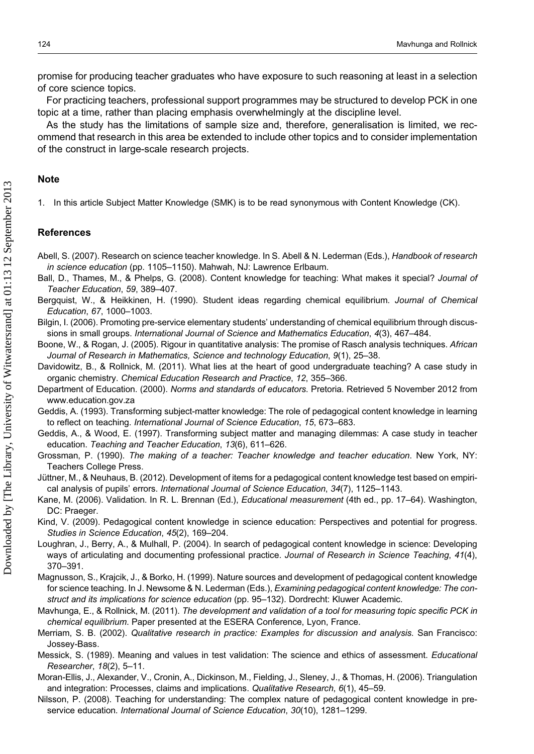promise for producing teacher graduates who have exposure to such reasoning at least in a selection of core science topics.

For practicing teachers, professional support programmes may be structured to develop PCK in one topic at a time, rather than placing emphasis overwhelmingly at the discipline level.

As the study has the limitations of sample size and, therefore, generalisation is limited, we recommend that research in this area be extended to include other topics and to consider implementation of the construct in large-scale research projects.

## Note

1. In this article Subject Matter Knowledge (SMK) is to be read synonymous with Content Knowledge (CK).

## References

Abell, S. (2007). Research on science teacher knowledge. In S. Abell & N. Lederman (Eds.), *Handbook of research in science education* (pp. 1105–1150). Mahwah, NJ: Lawrence Erlbaum.

Ball, D., Thames, M., & Phelps, G. (2008). Content knowledge for teaching: What makes it special? *Journal of Teacher Education*, *59*, 389–407.

Bergquist, W., & Heikkinen, H. (1990). Student ideas regarding chemical equilibrium. *Journal of Chemical Education*, *67*, 1000–1003.

Bilgin, I. (2006). Promoting pre-service elementary students' understanding of chemical equilibrium through discussions in small groups. *International Journal of Science and Mathematics Education*, *4*(3), 467–484.

Boone, W., & Rogan, J. (2005). Rigour in quantitative analysis: The promise of Rasch analysis techniques. *African Journal of Research in Mathematics, Science and technology Education*, *9*(1), 25–38.

Davidowitz, B., & Rollnick, M. (2011). What lies at the heart of good undergraduate teaching? A case study in organic chemistry. *Chemical Education Research and Practice*, *12*, 355–366.

Department of Education. (2000). *Norms and standards of educators*. Pretoria. Retrieved 5 November 2012 from www.education.gov.za

Geddis, A. (1993). Transforming subject-matter knowledge: The role of pedagogical content knowledge in learning to reflect on teaching. *International Journal of Science Education*, *15*, 673–683.

Geddis, A., & Wood, E. (1997). Transforming subject matter and managing dilemmas: A case study in teacher education. *Teaching and Teacher Education*, *13*(6), 611–626.

Grossman, P. (1990). *The making of a teacher: Teacher knowledge and teacher education*. New York, NY: Teachers College Press.

Jüttner, M., & Neuhaus, B. (2012). Development of items for a pedagogical content knowledge test based on empirical analysis of pupils' errors. *International Journal of Science Education*, *34*(7), 1125–1143.

Kane, M. (2006). Validation. In R. L. Brennan (Ed.), *Educational measurement* (4th ed., pp. 17–64). Washington, DC: Praeger.

Kind, V. (2009). Pedagogical content knowledge in science education: Perspectives and potential for progress. *Studies in Science Education*, *45*(2), 169–204.

Loughran, J., Berry, A., & Mulhall, P. (2004). In search of pedagogical content knowledge in science: Developing ways of articulating and documenting professional practice. *Journal of Research in Science Teaching*, *41*(4), 370–391.

Magnusson, S., Krajcik, J., & Borko, H. (1999). Nature sources and development of pedagogical content knowledge for science teaching. In J. Newsome & N. Lederman (Eds.), *Examining pedagogical content knowledge: The construct and its implications for science education* (pp. 95–132). Dordrecht: Kluwer Academic.

Mavhunga, E., & Rollnick, M. (2011). *The development and validation of a tool for measuring topic specific PCK in chemical equilibrium*. Paper presented at the ESERA Conference, Lyon, France.

Merriam, S. B. (2002). *Qualitative research in practice: Examples for discussion and analysis*. San Francisco: Jossey-Bass.

Messick, S. (1989). Meaning and values in test validation: The science and ethics of assessment. *Educational Researcher*, *18*(2), 5–11.

Moran-Ellis, J., Alexander, V., Cronin, A., Dickinson, M., Fielding, J., Sleney, J., & Thomas, H. (2006). Triangulation and integration: Processes, claims and implications. *Qualitative Research*, *6*(1), 45–59.

Nilsson, P. (2008). Teaching for understanding: The complex nature of pedagogical content knowledge in pre-service education. *International Journal of Science Education*, *30*(10), 1281–1299.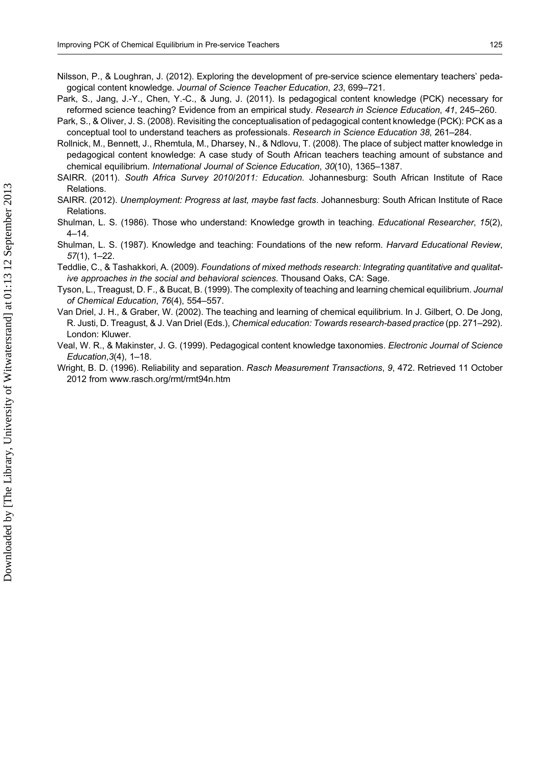Nilsson, P., & Loughran, J. (2012). Exploring the development of pre-service science elementary teachers' pedagogical content knowledge. *Journal of Science Teacher Education*, *23*, 699–721.

Park, S., Jang, J.-Y., Chen, Y.-C., & Jung, J. (2011). Is pedagogical content knowledge (PCK) necessary for reformed science teaching? Evidence from an empirical study. *Research in Science Education*, *41*, 245–260.

Park, S., & Oliver, J. S. (2008). Revisiting the conceptualisation of pedagogical content knowledge (PCK): PCK as a conceptual tool to understand teachers as professionals. *Research in Science Education 38*, 261–284.

Rollnick, M., Bennett, J., Rhemtula, M., Dharsey, N., & Ndlovu, T. (2008). The place of subject matter knowledge in pedagogical content knowledge: A case study of South African teachers teaching amount of substance and chemical equilibrium. *International Journal of Science Education*, *30*(10), 1365–1387.

SAIRR. (2011). *South Africa Survey 2010/2011: Education*. Johannesburg: South African Institute of Race Relations.

SAIRR. (2012). *Unemployment: Progress at last, maybe fast facts*. Johannesburg: South African Institute of Race Relations.

Shulman, L. S. (1986). Those who understand: Knowledge growth in teaching. *Educational Researcher*, *15*(2), 4–14.

Shulman, L. S. (1987). Knowledge and teaching: Foundations of the new reform. *Harvard Educational Review*, *57*(1), 1–22.

Teddlie, C., & Tashakkori, A. (2009). *Foundations of mixed methods research: Integrating quantitative and qualitative approaches in the social and behavioral sciences*. Thousand Oaks, CA: Sage.

Tyson, L., Treagust, D. F., & Bucat, B. (1999). The complexity of teaching and learning chemical equilibrium. *Journal of Chemical Education*, *76*(4), 554–557.

Van Driel, J. H., & Graber, W. (2002). The teaching and learning of chemical equilibrium. In J. Gilbert, O. De Jong, R. Justi, D. Treagust, & J. Van Driel (Eds.), *Chemical education: Towards research-based practice* (pp. 271–292). London: Kluwer.

Veal, W. R., & Makinster, J. G. (1999). Pedagogical content knowledge taxonomies. *Electronic Journal of Science Education*,*3*(4), 1–18.

Wright, B. D. (1996). Reliability and separation. *Rasch Measurement Transactions*, *9*, 472. Retrieved 11 October 2012 from www.rasch.org/rmt/rmt94n.htm